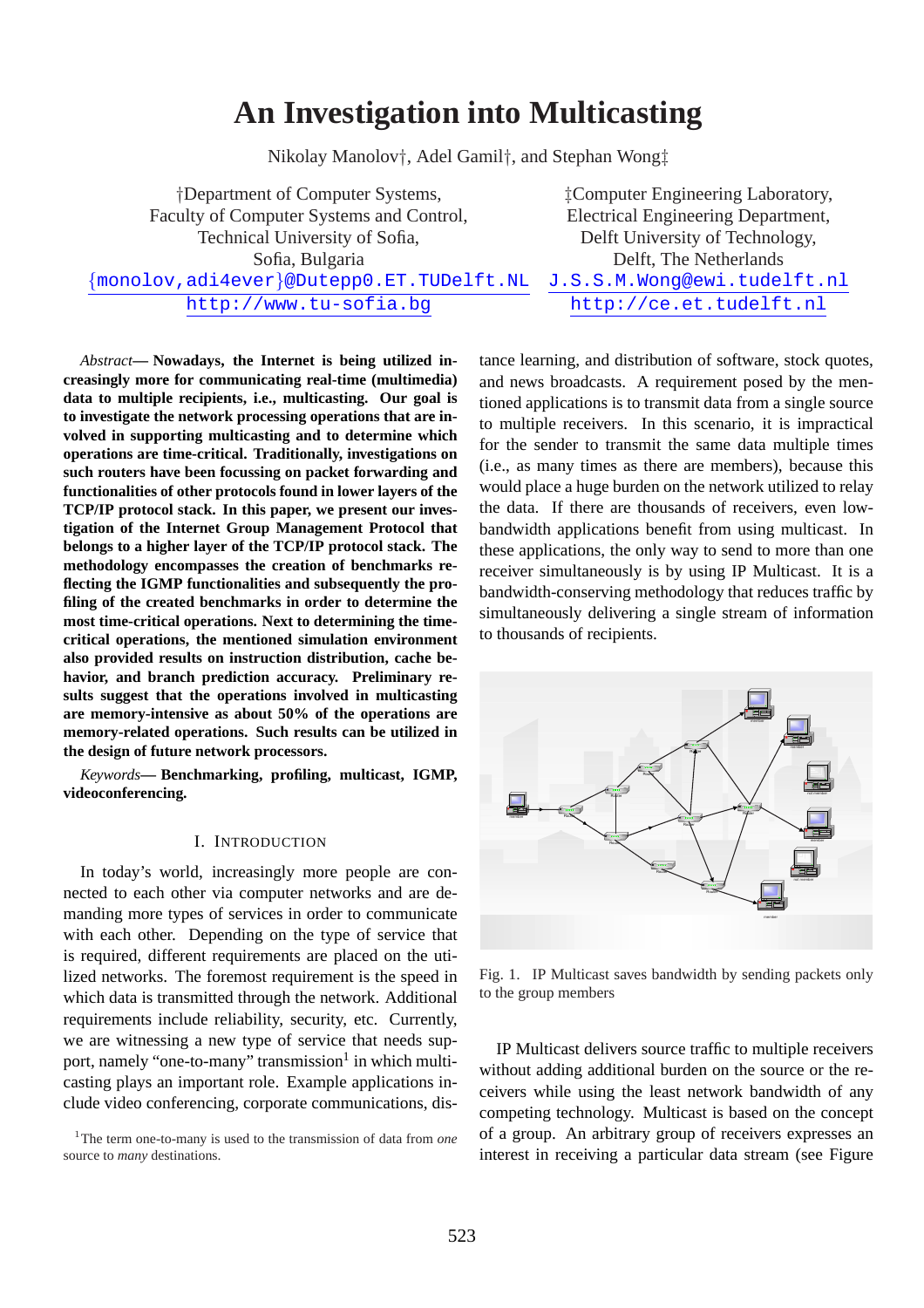# An Investigation into Multicasting

Nikolay Manolov†, Adel Gamil†, and Stephan Wong‡

†Department of Computer Systems,
Faculty of Computer Systems and Control,
Technical University of Sofia,
Sofia, Bulgaria
{monolov,adi4ever}@Duteppo.ET.TUDelft.NL
http://www.tu-sofia.bg

‡Computer Engineering Laboratory,
Electrical Engineering Department,
Delft University of Technology,
Delft, The Netherlands
J.S.S.M.Wong@ewi.tudelft.nl
http://ce.et.tudelft.nl

*Abstract*— **Nowadays, the Internet is being utilized increasingly more for communicating real-time (multimedia) data to multiple recipients, i.e., multicasting. Our goal is to investigate the network processing operations that are involved in supporting multicasting and to determine which operations are time-critical. Traditionally, investigations on such routers have been focussing on packet forwarding and functionalities of other protocols found in lower layers of the TCP/IP protocol stack. In this paper, we present our investigation of the Internet Group Management Protocol that belongs to a higher layer of the TCP/IP protocol stack. The methodology encompasses the creation of benchmarks reflecting the IGMP functionalities and subsequently the profiling of the created benchmarks in order to determine the most time-critical operations. Next to determining the time-critical operations, the mentioned simulation environment also provided results on instruction distribution, cache behavior, and branch prediction accuracy. Preliminary results suggest that the operations involved in multicasting are memory-intensive as about 50% of the operations are memory-related operations. Such results can be utilized in the design of future network processors.**

*Keywords*— **Benchmarking, profiling, multicast, IGMP, videoconferencing.**

## I. Introduction

In today's world, increasingly more people are connected to each other via computer networks and are demanding more types of services in order to communicate with each other. Depending on the type of service that is required, different requirements are placed on the utilized networks. The foremost requirement is the speed in which data is transmitted through the network. Additional requirements include reliability, security, etc. Currently, we are witnessing a new type of service that needs support, namely "one-to-many" transmission[1] in which multicasting plays an important role. Example applications include video conferencing, corporate communications, distance learning, and distribution of software, stock quotes, and news broadcasts. A requirement posed by the mentioned applications is to transmit data from a single source to multiple receivers. In this scenario, it is impractical for the sender to transmit the same data multiple times (i.e., as many times as there are members), because this would place a huge burden on the network utilized to relay the data. If there are thousands of receivers, even low-bandwidth applications benefit from using multicast. In these applications, the only way to send to more than one receiver simultaneously is by using IP Multicast. It is a bandwidth-conserving methodology that reduces traffic by simultaneously delivering a single stream of information to thousands of recipients.

Fig. 1. IP Multicast saves bandwidth by sending packets only to the group members

IP Multicast delivers source traffic to multiple receivers without adding additional burden on the source or the receivers while using the least network bandwidth of any competing technology. Multicast is based on the concept of a group. An arbitrary group of receivers expresses an interest in receiving a particular data stream (see Figure

[1]The term one-to-many is used to the transmission of data from *one* source to *many* destinations.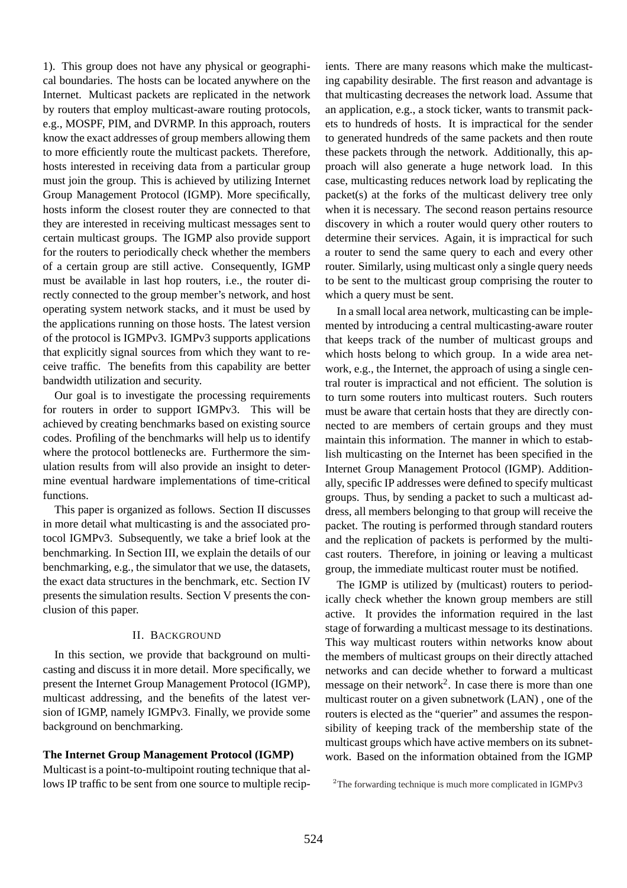1). This group does not have any physical or geographical boundaries. The hosts can be located anywhere on the Internet. Multicast packets are replicated in the network by routers that employ multicast-aware routing protocols, e.g., MOSPF, PIM, and DVRMP. In this approach, routers know the exact addresses of group members allowing them to more efficiently route the multicast packets. Therefore, hosts interested in receiving data from a particular group must join the group. This is achieved by utilizing Internet Group Management Protocol (IGMP). More specifically, hosts inform the closest router they are connected to that they are interested in receiving multicast messages sent to certain multicast groups. The IGMP also provide support for the routers to periodically check whether the members of a certain group are still active. Consequently, IGMP must be available in last hop routers, i.e., the router directly connected to the group member's network, and host operating system network stacks, and it must be used by the applications running on those hosts. The latest version of the protocol is IGMPv3. IGMPv3 supports applications that explicitly signal sources from which they want to receive traffic. The benefits from this capability are better bandwidth utilization and security.

Our goal is to investigate the processing requirements for routers in order to support IGMPv3. This will be achieved by creating benchmarks based on existing source codes. Profiling of the benchmarks will help us to identify where the protocol bottlenecks are. Furthermore the simulation results from will also provide an insight to determine eventual hardware implementations of time-critical functions.

This paper is organized as follows. Section II discusses in more detail what multicasting is and the associated protocol IGMPv3. Subsequently, we take a brief look at the benchmarking. In Section III, we explain the details of our benchmarking, e.g., the simulator that we use, the datasets, the exact data structures in the benchmark, etc. Section IV presents the simulation results. Section V presents the conclusion of this paper.

## II. Background

In this section, we provide that background on multicasting and discuss it in more detail. More specifically, we present the Internet Group Management Protocol (IGMP), multicast addressing, and the benefits of the latest version of IGMP, namely IGMPv3. Finally, we provide some background on benchmarking.

**The Internet Group Management Protocol (IGMP)**

Multicast is a point-to-multipoint routing technique that allows IP traffic to be sent from one source to multiple recipients. There are many reasons which make the multicasting capability desirable. The first reason and advantage is that multicasting decreases the network load. Assume that an application, e.g., a stock ticker, wants to transmit packets to hundreds of hosts. It is impractical for the sender to generated hundreds of the same packets and then route these packets through the network. Additionally, this approach will also generate a huge network load. In this case, multicasting reduces network load by replicating the packet(s) at the forks of the multicast delivery tree only when it is necessary. The second reason pertains resource discovery in which a router would query other routers to determine their services. Again, it is impractical for such a router to send the same query to each and every other router. Similarly, using multicast only a single query needs to be sent to the multicast group comprising the router to which a query must be sent.

In a small local area network, multicasting can be implemented by introducing a central multicasting-aware router that keeps track of the number of multicast groups and which hosts belong to which group. In a wide area network, e.g., the Internet, the approach of using a single central router is impractical and not efficient. The solution is to turn some routers into multicast routers. Such routers must be aware that certain hosts that they are directly connected to are members of certain groups and they must maintain this information. The manner in which to establish multicasting on the Internet has been specified in the Internet Group Management Protocol (IGMP). Additionally, specific IP addresses were defined to specify multicast groups. Thus, by sending a packet to such a multicast address, all members belonging to that group will receive the packet. The routing is performed through standard routers and the replication of packets is performed by the multicast routers. Therefore, in joining or leaving a multicast group, the immediate multicast router must be notified.

The IGMP is utilized by (multicast) routers to periodically check whether the known group members are still active. It provides the information required in the last stage of forwarding a multicast message to its destinations. This way multicast routers within networks know about the members of multicast groups on their directly attached networks and can decide whether to forward a multicast message on their network[2]. In case there is more than one multicast router on a given subnetwork (LAN) , one of the routers is elected as the "querier" and assumes the responsibility of keeping track of the membership state of the multicast groups which have active members on its subnetwork. Based on the information obtained from the IGMP

[2]The forwarding technique is much more complicated in IGMPv3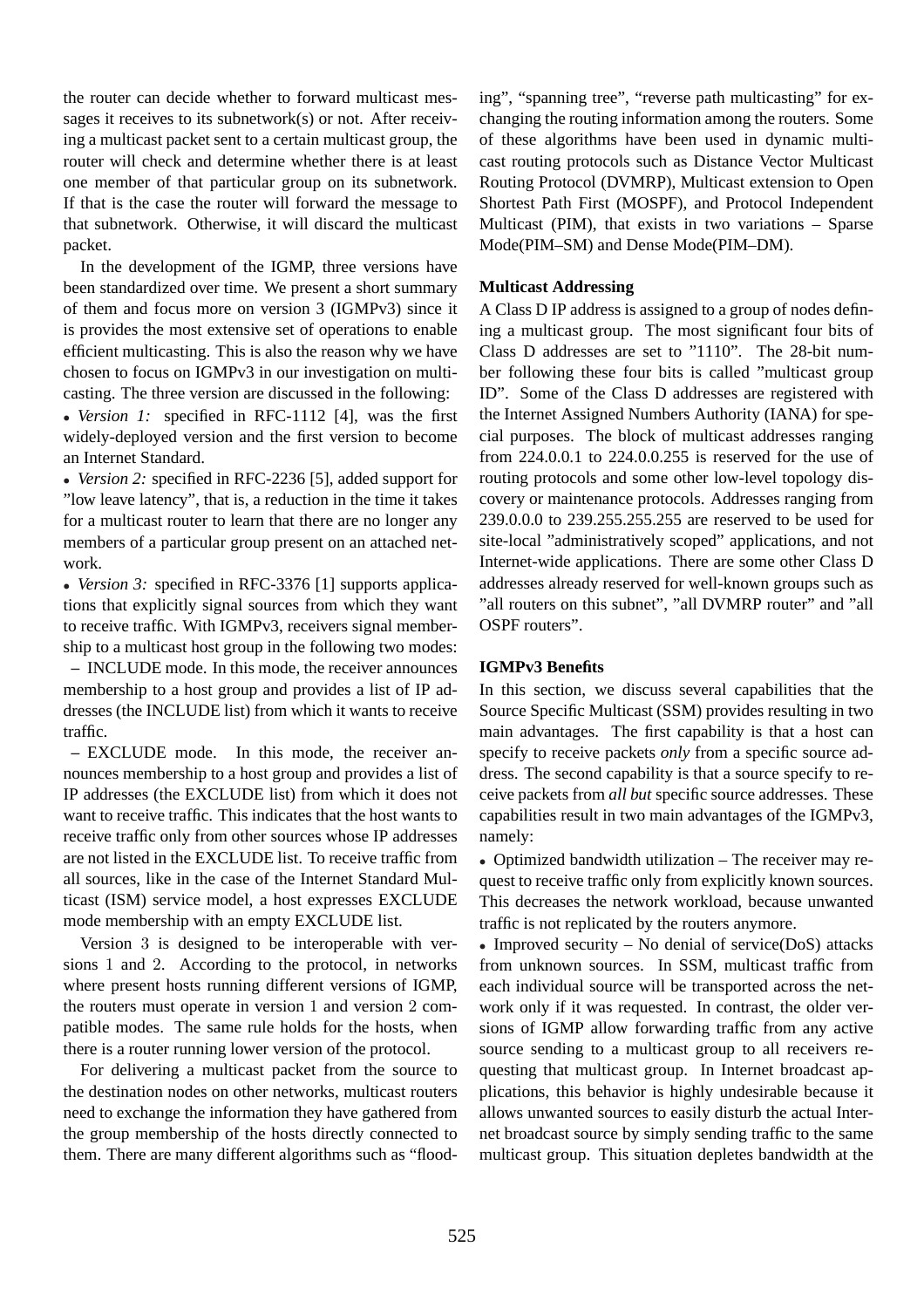the router can decide whether to forward multicast messages it receives to its subnetwork(s) or not. After receiving a multicast packet sent to a certain multicast group, the router will check and determine whether there is at least one member of that particular group on its subnetwork. If that is the case the router will forward the message to that subnetwork. Otherwise, it will discard the multicast packet.

In the development of the IGMP, three versions have been standardized over time. We present a short summary of them and focus more on version 3 (IGMPv3) since it is provides the most extensive set of operations to enable efficient multicasting. This is also the reason why we have chosen to focus on IGMPv3 in our investigation on multicasting. The three version are discussed in the following:

- *Version 1:* specified in RFC-1112 [4], was the first widely-deployed version and the first version to become an Internet Standard.
- *Version 2:* specified in RFC-2236 [5], added support for "low leave latency", that is, a reduction in the time it takes for a multicast router to learn that there are no longer any members of a particular group present on an attached network.
- *Version 3:* specified in RFC-3376 [1] supports applications that explicitly signal sources from which they want to receive traffic. With IGMPv3, receivers signal membership to a multicast host group in the following two modes:
  – INCLUDE mode. In this mode, the receiver announces membership to a host group and provides a list of IP addresses (the INCLUDE list) from which it wants to receive traffic.
  – EXCLUDE mode. In this mode, the receiver announces membership to a host group and provides a list of IP addresses (the EXCLUDE list) from which it does not want to receive traffic. This indicates that the host wants to receive traffic only from other sources whose IP addresses are not listed in the EXCLUDE list. To receive traffic from all sources, like in the case of the Internet Standard Multicast (ISM) service model, a host expresses EXCLUDE mode membership with an empty EXCLUDE list.

Version 3 is designed to be interoperable with versions 1 and 2. According to the protocol, in networks where present hosts running different versions of IGMP, the routers must operate in version 1 and version 2 compatible modes. The same rule holds for the hosts, when there is a router running lower version of the protocol.

For delivering a multicast packet from the source to the destination nodes on other networks, multicast routers need to exchange the information they have gathered from the group membership of the hosts directly connected to them. There are many different algorithms such as "flooding", "spanning tree", "reverse path multicasting" for exchanging the routing information among the routers. Some of these algorithms have been used in dynamic multicast routing protocols such as Distance Vector Multicast Routing Protocol (DVMRP), Multicast extension to Open Shortest Path First (MOSPF), and Protocol Independent Multicast (PIM), that exists in two variations – Sparse Mode(PIM–SM) and Dense Mode(PIM–DM).

**Multicast Addressing**

A Class D IP address is assigned to a group of nodes defining a multicast group. The most significant four bits of Class D addresses are set to "1110". The 28-bit number following these four bits is called "multicast group ID". Some of the Class D addresses are registered with the Internet Assigned Numbers Authority (IANA) for special purposes. The block of multicast addresses ranging from 224.0.0.1 to 224.0.0.255 is reserved for the use of routing protocols and some other low-level topology discovery or maintenance protocols. Addresses ranging from 239.0.0.0 to 239.255.255.255 are reserved to be used for site-local "administratively scoped" applications, and not Internet-wide applications. There are some other Class D addresses already reserved for well-known groups such as "all routers on this subnet", "all DVMRP router" and "all OSPF routers".

**IGMPv3 Benefits**

In this section, we discuss several capabilities that the Source Specific Multicast (SSM) provides resulting in two main advantages. The first capability is that a host can specify to receive packets *only* from a specific source address. The second capability is that a source specify to receive packets from *all but* specific source addresses. These capabilities result in two main advantages of the IGMPv3, namely:

- Optimized bandwidth utilization – The receiver may request to receive traffic only from explicitly known sources. This decreases the network workload, because unwanted traffic is not replicated by the routers anymore.
- Improved security – No denial of service(DoS) attacks from unknown sources. In SSM, multicast traffic from each individual source will be transported across the network only if it was requested. In contrast, the older versions of IGMP allow forwarding traffic from any active source sending to a multicast group to all receivers requesting that multicast group. In Internet broadcast applications, this behavior is highly undesirable because it allows unwanted sources to easily disturb the actual Internet broadcast source by simply sending traffic to the same multicast group. This situation depletes bandwidth at the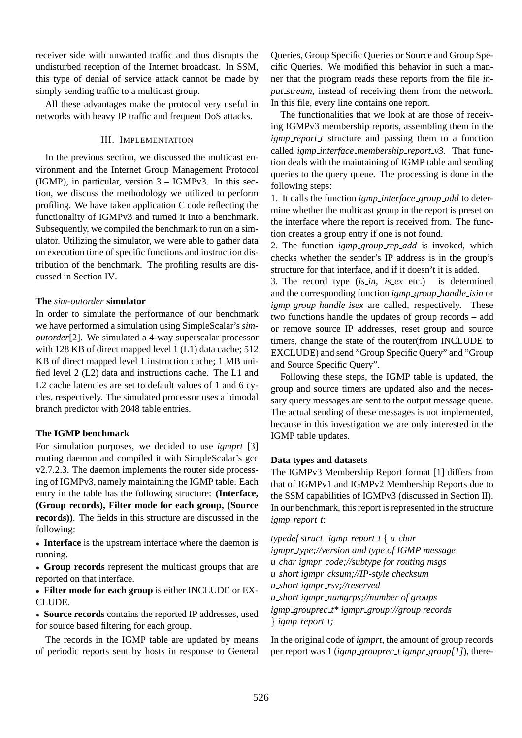receiver side with unwanted traffic and thus disrupts the undisturbed reception of the Internet broadcast. In SSM, this type of denial of service attack cannot be made by simply sending traffic to a multicast group.

All these advantages make the protocol very useful in networks with heavy IP traffic and frequent DoS attacks.

## III. Implementation

In the previous section, we discussed the multicast environment and the Internet Group Management Protocol (IGMP), in particular, version 3 – IGMPv3. In this section, we discuss the methodology we utilized to perform profiling. We have taken application C code reflecting the functionality of IGMPv3 and turned it into a benchmark. Subsequently, we compiled the benchmark to run on a simulator. Utilizing the simulator, we were able to gather data on execution time of specific functions and instruction distribution of the benchmark. The profiling results are discussed in Section IV.

### The *sim-outorder* simulator

In order to simulate the performance of our benchmark we have performed a simulation using SimpleScalar's *sim-outorder*[2]. We simulated a 4-way superscalar processor with 128 KB of direct mapped level 1 (L1) data cache; 512 KB of direct mapped level 1 instruction cache; 1 MB unified level 2 (L2) data and instructions cache. The L1 and L2 cache latencies are set to default values of 1 and 6 cycles, respectively. The simulated processor uses a bimodal branch predictor with 2048 table entries.

### The IGMP benchmark

For simulation purposes, we decided to use *igmprt* [3] routing daemon and compiled it with SimpleScalar's gcc v2.7.2.3. The daemon implements the router side processing of IGMPv3, namely maintaining the IGMP table. Each entry in the table has the following structure: **(Interface, (Group records), Filter mode for each group, (Source records))**. The fields in this structure are discussed in the following:

- **Interface** is the upstream interface where the daemon is running.
- **Group records** represent the multicast groups that are reported on that interface.
- **Filter mode for each group** is either INCLUDE or EXCLUDE.
- **Source records** contains the reported IP addresses, used for source based filtering for each group.

The records in the IGMP table are updated by means of periodic reports sent by hosts in response to General Queries, Group Specific Queries or Source and Group Specific Queries. We modified this behavior in such a manner that the program reads these reports from the file *input_stream*, instead of receiving them from the network. In this file, every line contains one report.

The functionalities that we look at are those of receiving IGMPv3 membership reports, assembling them in the *igmp_report_t* structure and passing them to a function called *igmp_interface_membership_report_v3*. That function deals with the maintaining of IGMP table and sending queries to the query queue. The processing is done in the following steps:

1. It calls the function *igmp_interface_group_add* to determine whether the multicast group in the report is preset on the interface where the report is received from. The function creates a group entry if one is not found.
2. The function *igmp_group_rep_add* is invoked, which checks whether the sender's IP address is in the group's structure for that interface, and if it doesn't it is added.
3. The record type (*is_in*, *is_ex* etc.) is determined and the corresponding function *igmp_group_handle_isin* or *igmp_group_handle_isex* are called, respectively. These two functions handle the updates of group records – add or remove source IP addresses, reset group and source timers, change the state of the router(from INCLUDE to EXCLUDE) and send "Group Specific Query" and "Group and Source Specific Query".

Following these steps, the IGMP table is updated, the group and source timers are updated also and the necessary query messages are sent to the output message queue. The actual sending of these messages is not implemented, because in this investigation we are only interested in the IGMP table updates.

### Data types and datasets

The IGMPv3 Membership Report format [1] differs from that of IGMPv1 and IGMPv2 Membership Reports due to the SSM capabilities of IGMPv3 (discussed in Section II). In our benchmark, this report is represented in the structure *igmp_report_t*:

```
typedef struct _igmp_report_t { u_char
igmpr_type;//version and type of IGMP message
u_char igmpr_code;//subtype for routing msgs
u_short igmpr_cksum;//IP-style checksum
u_short igmpr_rsv;//reserved
u_short igmpr_numgrps;//number of groups
igmp_grouprec_t* igmpr_group;//group records
} igmp_report_t;
```

In the original code of *igmprt*, the amount of group records per report was 1 (*igmp_grouprec_t igmpr_group[1]*), there-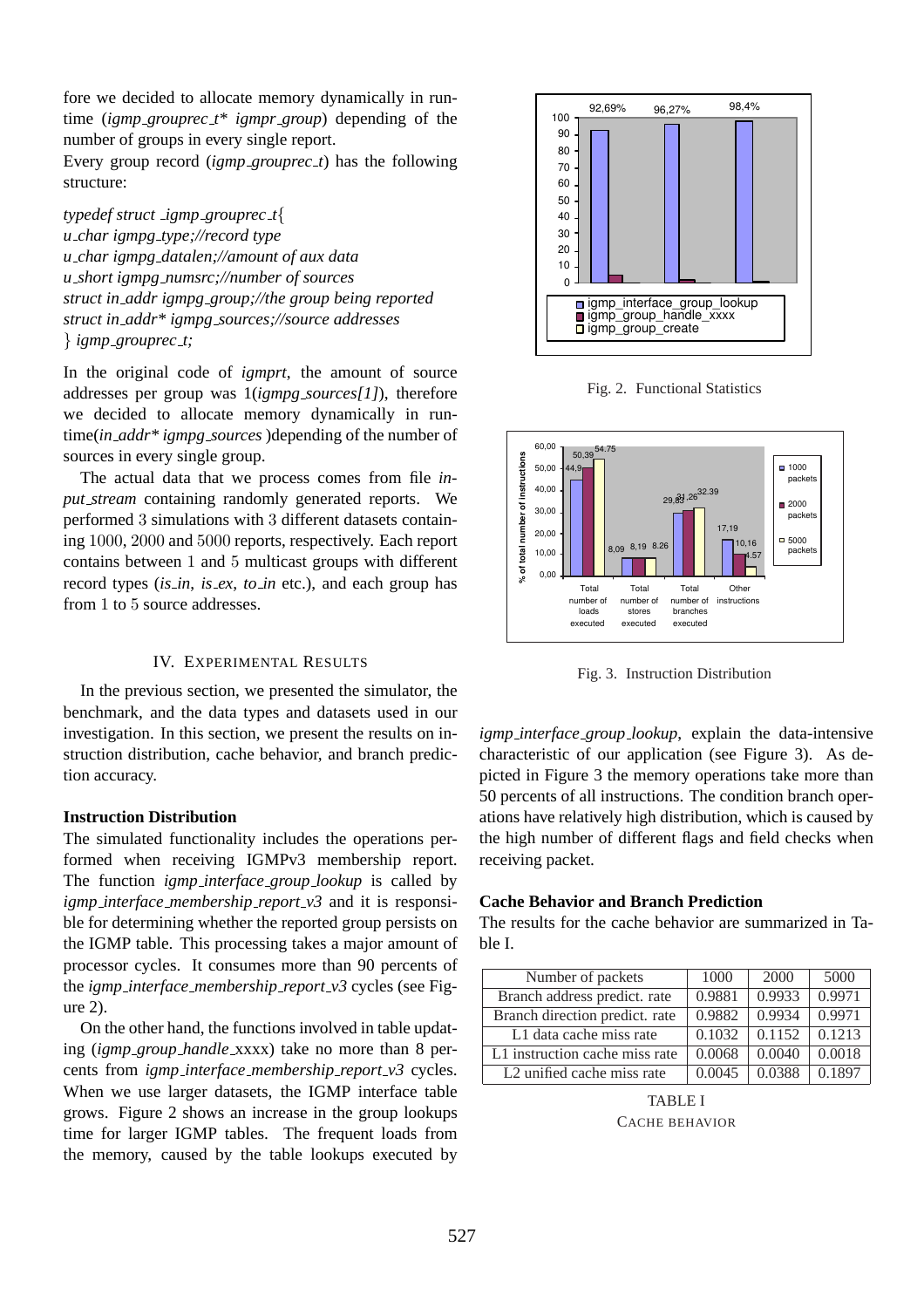fore we decided to allocate memory dynamically in runtime (*igmp_grouprec_t\* igmpr_group*) depending of the number of groups in every single report.

Every group record (*igmp_grouprec_t*) has the following structure:

```
typedef struct _igmp_grouprec_t{
u_char igmpg_type;//record type
u_char igmpg_datalen;//amount of aux data
u_short igmpg_numsrc;//number of sources
struct in_addr igmpg_group;//the group being reported
struct in_addr* igmpg_sources;//source addresses
} igmp_grouprec_t;
```

In the original code of *igmprt*, the amount of source addresses per group was 1(*igmpg_sources[1]*), therefore we decided to allocate memory dynamically in runtime(*in_addr\* igmpg_sources* )depending of the number of sources in every single group.

The actual data that we process comes from file *input_stream* containing randomly generated reports. We performed 3 simulations with 3 different datasets containing 1000, 2000 and 5000 reports, respectively. Each report contains between 1 and 5 multicast groups with different record types (*is_in*, *is_ex*, *to_in* etc.), and each group has from 1 to 5 source addresses.

## IV. Experimental Results

In the previous section, we presented the simulator, the benchmark, and the data types and datasets used in our investigation. In this section, we present the results on instruction distribution, cache behavior, and branch prediction accuracy.

**Instruction Distribution**

The simulated functionality includes the operations performed when receiving IGMPv3 membership report. The function *igmp_interface_group_lookup* is called by *igmp_interface_membership_report_v3* and it is responsible for determining whether the reported group persists on the IGMP table. This processing takes a major amount of processor cycles. It consumes more than 90 percents of the *igmp_interface_membership_report_v3* cycles (see Figure 2).

On the other hand, the functions involved in table updating (*igmp_group_handle_*xxxx) take no more than 8 percents from *igmp_interface_membership_report_v3* cycles. When we use larger datasets, the IGMP interface table grows. Figure 2 shows an increase in the group lookups time for larger IGMP tables. The frequent loads from the memory, caused by the table lookups executed by *igmp_interface_group_lookup*, explain the data-intensive characteristic of our application (see Figure 3). As depicted in Figure 3 the memory operations take more than 50 percents of all instructions. The condition branch operations have relatively high distribution, which is caused by the high number of different flags and field checks when receiving packet.

Fig. 2. Functional Statistics

Fig. 3. Instruction Distribution

**Cache Behavior and Branch Prediction**

The results for the cache behavior are summarized in Table I.

| Number of packets | 1000 | 2000 | 5000 |
|---|---|---|---|
| Branch address predict. rate | 0.9881 | 0.9933 | 0.9971 |
| Branch direction predict. rate | 0.9882 | 0.9934 | 0.9971 |
| L1 data cache miss rate | 0.1032 | 0.1152 | 0.1213 |
| L1 instruction cache miss rate | 0.0068 | 0.0040 | 0.0018 |
| L2 unified cache miss rate | 0.0045 | 0.0388 | 0.1897 |

TABLE I
CACHE BEHAVIOR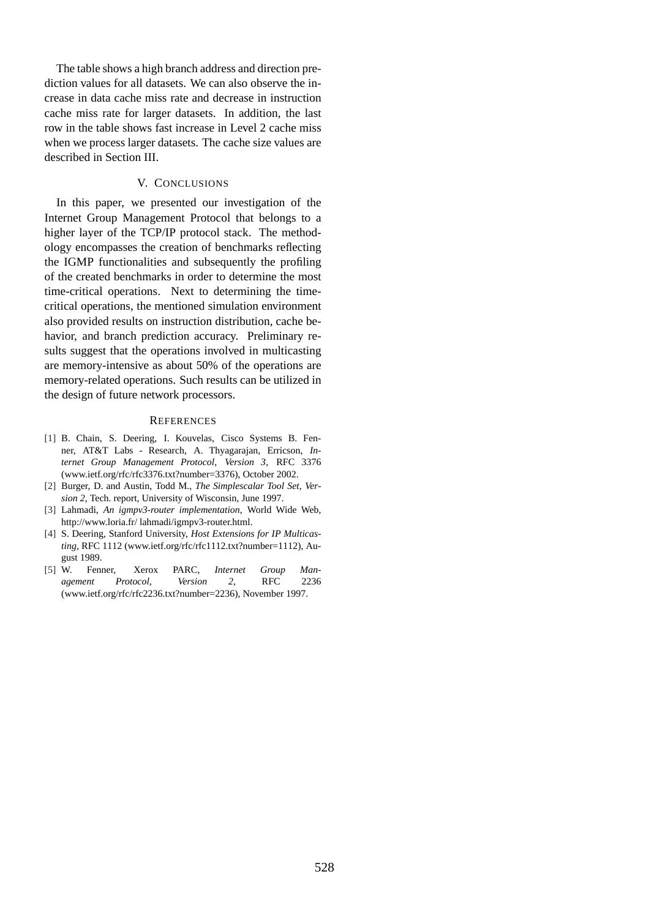The table shows a high branch address and direction prediction values for all datasets. We can also observe the increase in data cache miss rate and decrease in instruction cache miss rate for larger datasets. In addition, the last row in the table shows fast increase in Level 2 cache miss when we process larger datasets. The cache size values are described in Section III.

## V. Conclusions

In this paper, we presented our investigation of the Internet Group Management Protocol that belongs to a higher layer of the TCP/IP protocol stack. The methodology encompasses the creation of benchmarks reflecting the IGMP functionalities and subsequently the profiling of the created benchmarks in order to determine the most time-critical operations. Next to determining the time-critical operations, the mentioned simulation environment also provided results on instruction distribution, cache behavior, and branch prediction accuracy. Preliminary results suggest that the operations involved in multicasting are memory-intensive as about 50% of the operations are memory-related operations. Such results can be utilized in the design of future network processors.

## References

[1] B. Chain, S. Deering, I. Kouvelas, Cisco Systems B. Fenner, AT&T Labs - Research, A. Thyagarajan, Erricson, *Internet Group Management Protocol, Version 3*, RFC 3376 (www.ietf.org/rfc/rfc3376.txt?number=3376), October 2002.

[2] Burger, D. and Austin, Todd M., *The Simplescalar Tool Set, Version 2*, Tech. report, University of Wisconsin, June 1997.

[3] Lahmadi, *An igmpv3-router implementation*, World Wide Web, http://www.loria.fr/ lahmadi/igmpv3-router.html.

[4] S. Deering, Stanford University, *Host Extensions for IP Multicasting*, RFC 1112 (www.ietf.org/rfc/rfc1112.txt?number=1112), August 1989.

[5] W. Fenner, Xerox PARC, *Internet Group Management Protocol, Version 2*, RFC 2236 (www.ietf.org/rfc/rfc2236.txt?number=2236), November 1997.